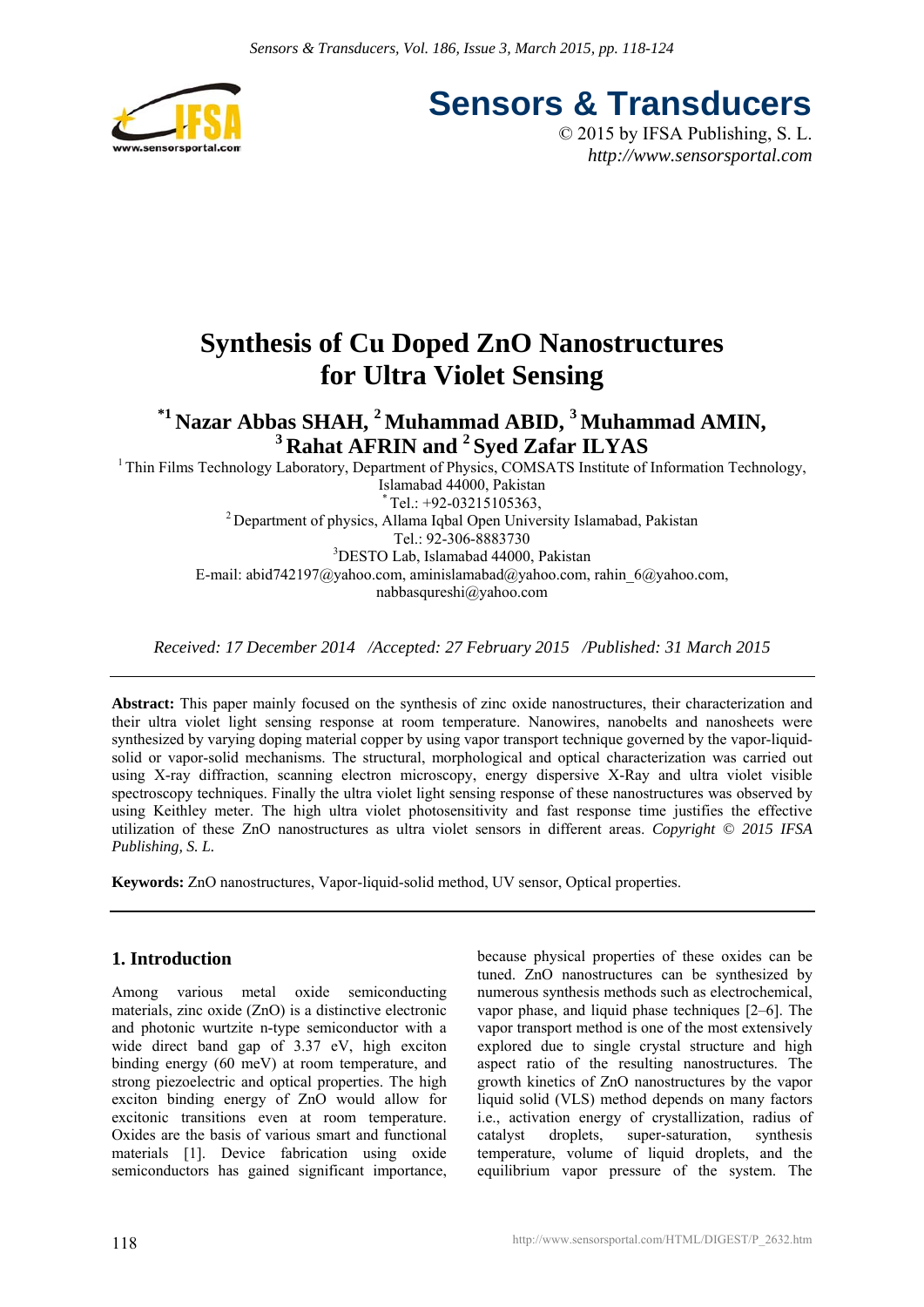# Synthesis of Cu Doped ZnO Nanostructures for Ultra Violet Sensing

**[*1] Nazar Abbas SHAH, [2] Muhammad ABID, [3] Muhammad AMIN, [3] Rahat AFRIN and [2] Syed Zafar ILYAS**

[1] Thin Films Technology Laboratory, Department of Physics, COMSATS Institute of Information Technology, Islamabad 44000, Pakistan
[*] Tel.: +92-03215105363,
[2] Department of physics, Allama Iqbal Open University Islamabad, Pakistan
Tel.: 92-306-8883730
[3] DESTO Lab, Islamabad 44000, Pakistan
E-mail: abid742197@yahoo.com, aminislamabad@yahoo.com, rahin_6@yahoo.com, nabbasqureshi@yahoo.com

*Received: 17 December 2014 /Accepted: 27 February 2015 /Published: 31 March 2015*

**Abstract:** This paper mainly focused on the synthesis of zinc oxide nanostructures, their characterization and their ultra violet light sensing response at room temperature. Nanowires, nanobelts and nanosheets were synthesized by varying doping material copper by using vapor transport technique governed by the vapor-liquid-solid or vapor-solid mechanisms. The structural, morphological and optical characterization was carried out using X-ray diffraction, scanning electron microscopy, energy dispersive X-Ray and ultra violet visible spectroscopy techniques. Finally the ultra violet light sensing response of these nanostructures was observed by using Keithley meter. The high ultra violet photosensitivity and fast response time justifies the effective utilization of these ZnO nanostructures as ultra violet sensors in different areas. *Copyright © 2015 IFSA Publishing, S. L.*

**Keywords:** ZnO nanostructures, Vapor-liquid-solid method, UV sensor, Optical properties.

## 1. Introduction

Among various metal oxide semiconducting materials, zinc oxide (ZnO) is a distinctive electronic and photonic wurtzite n-type semiconductor with a wide direct band gap of 3.37 eV, high exciton binding energy (60 meV) at room temperature, and strong piezoelectric and optical properties. The high exciton binding energy of ZnO would allow for excitonic transitions even at room temperature. Oxides are the basis of various smart and functional materials [1]. Device fabrication using oxide semiconductors has gained significant importance, because physical properties of these oxides can be tuned. ZnO nanostructures can be synthesized by numerous synthesis methods such as electrochemical, vapor phase, and liquid phase techniques [2–6]. The vapor transport method is one of the most extensively explored due to single crystal structure and high aspect ratio of the resulting nanostructures. The growth kinetics of ZnO nanostructures by the vapor liquid solid (VLS) method depends on many factors i.e., activation energy of crystallization, radius of catalyst droplets, super-saturation, synthesis temperature, volume of liquid droplets, and the equilibrium vapor pressure of the system. The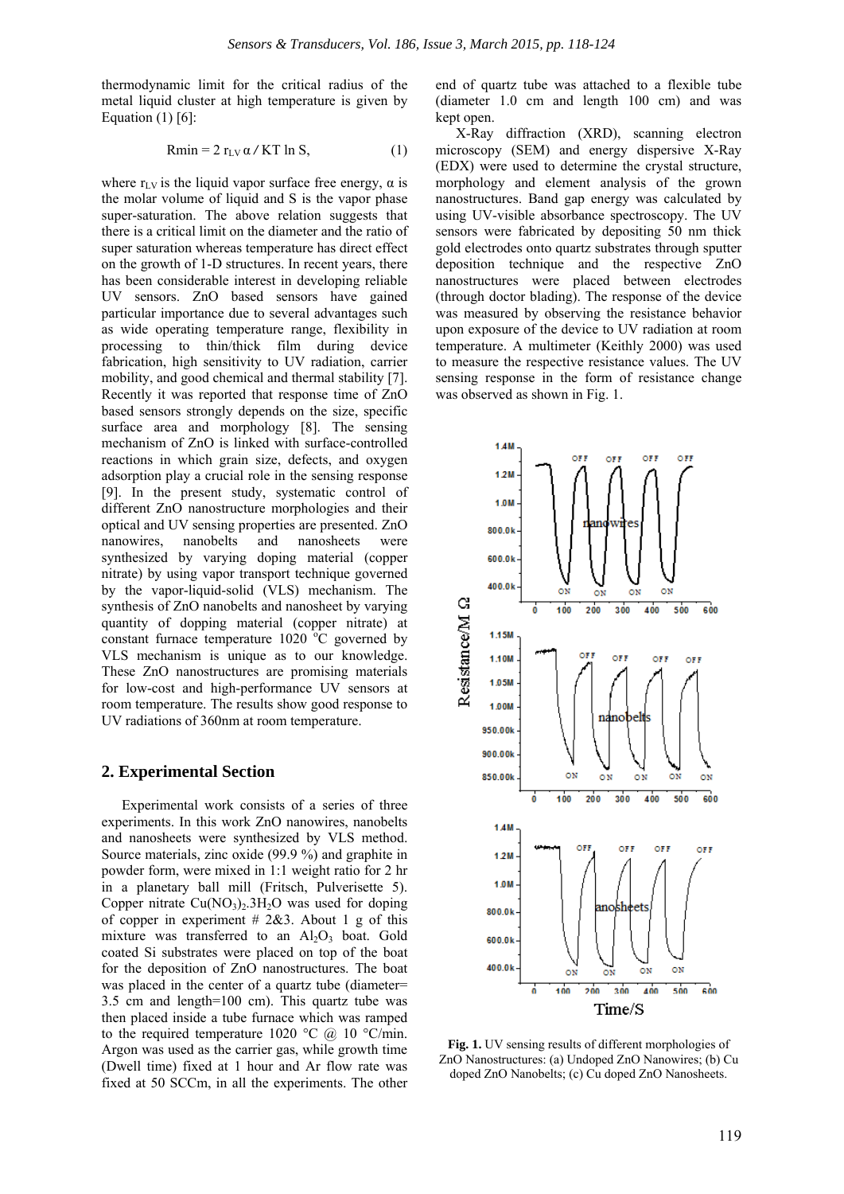thermodynamic limit for the critical radius of the metal liquid cluster at high temperature is given by Equation (1) [6]:

$$R_{min} = 2\, r_{LV}\, \alpha \,/\, KT \ln S, \qquad (1)$$

where $r_{LV}$ is the liquid vapor surface free energy, $\alpha$ is the molar volume of liquid and S is the vapor phase super-saturation. The above relation suggests that there is a critical limit on the diameter and the ratio of super saturation whereas temperature has direct effect on the growth of 1-D structures. In recent years, there has been considerable interest in developing reliable UV sensors. ZnO based sensors have gained particular importance due to several advantages such as wide operating temperature range, flexibility in processing to thin/thick film during device fabrication, high sensitivity to UV radiation, carrier mobility, and good chemical and thermal stability [7]. Recently it was reported that response time of ZnO based sensors strongly depends on the size, specific surface area and morphology [8]. The sensing mechanism of ZnO is linked with surface-controlled reactions in which grain size, defects, and oxygen adsorption play a crucial role in the sensing response [9]. In the present study, systematic control of different ZnO nanostructure morphologies and their optical and UV sensing properties are presented. ZnO nanowires, nanobelts and nanosheets were synthesized by varying doping material (copper nitrate) by using vapor transport technique governed by the vapor-liquid-solid (VLS) mechanism. The synthesis of ZnO nanobelts and nanosheet by varying quantity of dopping material (copper nitrate) at constant furnace temperature 1020 °C governed by VLS mechanism is unique as to our knowledge. These ZnO nanostructures are promising materials for low-cost and high-performance UV sensors at room temperature. The results show good response to UV radiations of 360nm at room temperature.

## 2. Experimental Section

Experimental work consists of a series of three experiments. In this work ZnO nanowires, nanobelts and nanosheets were synthesized by VLS method. Source materials, zinc oxide (99.9 %) and graphite in powder form, were mixed in 1:1 weight ratio for 2 hr in a planetary ball mill (Fritsch, Pulverisette 5). Copper nitrate $Cu(NO_3)_2.3H_2O$ was used for doping of copper in experiment # 2&3. About 1 g of this mixture was transferred to an $Al_2O_3$ boat. Gold coated Si substrates were placed on top of the boat for the deposition of ZnO nanostructures. The boat was placed in the center of a quartz tube (diameter= 3.5 cm and length=100 cm). This quartz tube was then placed inside a tube furnace which was ramped to the required temperature 1020 °C @ 10 °C/min. Argon was used as the carrier gas, while growth time (Dwell time) fixed at 1 hour and Ar flow rate was fixed at 50 SCCm, in all the experiments. The other end of quartz tube was attached to a flexible tube (diameter 1.0 cm and length 100 cm) and was kept open.

X-Ray diffraction (XRD), scanning electron microscopy (SEM) and energy dispersive X-Ray (EDX) were used to determine the crystal structure, morphology and element analysis of the grown nanostructures. Band gap energy was calculated by using UV-visible absorbance spectroscopy. The UV sensors were fabricated by depositing 50 nm thick gold electrodes onto quartz substrates through sputter deposition technique and the respective ZnO nanostructures were placed between electrodes (through doctor blading). The response of the device was measured by observing the resistance behavior upon exposure of the device to UV radiation at room temperature. A multimeter (Keithly 2000) was used to measure the respective resistance values. The UV sensing response in the form of resistance change was observed as shown in Fig. 1.

**Fig. 1.** UV sensing results of different morphologies of ZnO Nanostructures: (a) Undoped ZnO Nanowires; (b) Cu doped ZnO Nanobelts; (c) Cu doped ZnO Nanosheets.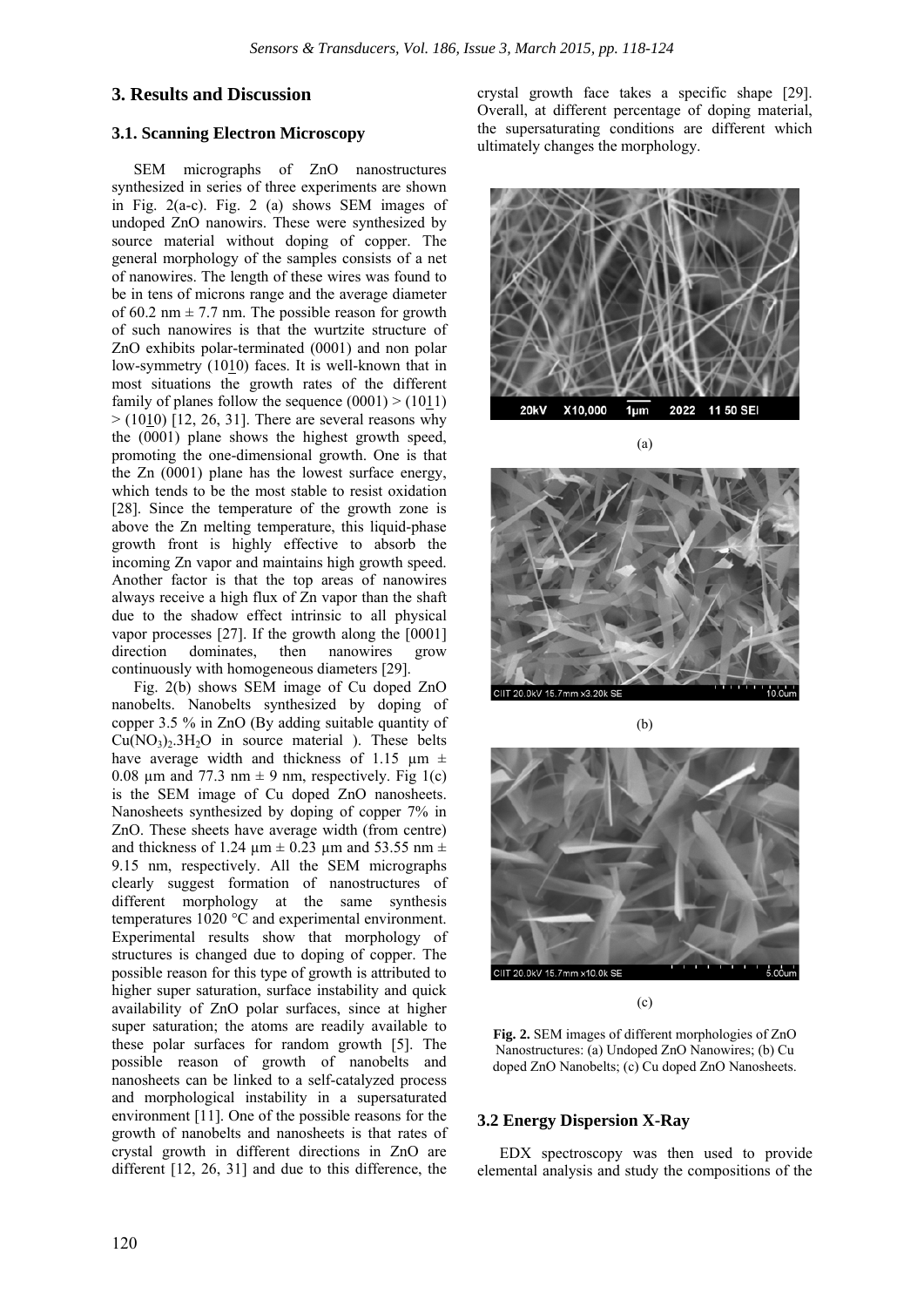## 3. Results and Discussion

### 3.1. Scanning Electron Microscopy

SEM micrographs of ZnO nanostructures synthesized in series of three experiments are shown in Fig. 2(a-c). Fig. 2 (a) shows SEM images of undoped ZnO nanowirs. These were synthesized by source material without doping of copper. The general morphology of the samples consists of a net of nanowires. The length of these wires was found to be in tens of microns range and the average diameter of 60.2 nm ± 7.7 nm. The possible reason for growth of such nanowires is that the wurtzite structure of ZnO exhibits polar-terminated (0001) and non polar low-symmetry (10$\underline{1}$0) faces. It is well-known that in most situations the growth rates of the different family of planes follow the sequence (0001) > (10$\underline{1}$1) > (10$\underline{1}$0) [12, 26, 31]. There are several reasons why the (0001) plane shows the highest growth speed, promoting the one-dimensional growth. One is that the Zn (0001) plane has the lowest surface energy, which tends to be the most stable to resist oxidation [28]. Since the temperature of the growth zone is above the Zn melting temperature, this liquid-phase growth front is highly effective to absorb the incoming Zn vapor and maintains high growth speed. Another factor is that the top areas of nanowires always receive a high flux of Zn vapor than the shaft due to the shadow effect intrinsic to all physical vapor processes [27]. If the growth along the [0001] direction dominates, then nanowires grow continuously with homogeneous diameters [29].

Fig. 2(b) shows SEM image of Cu doped ZnO nanobelts. Nanobelts synthesized by doping of copper 3.5 % in ZnO (By adding suitable quantity of $Cu(NO_3)_2.3H_2O$ in source material ). These belts have average width and thickness of 1.15 µm ± 0.08 µm and 77.3 nm ± 9 nm, respectively. Fig 1(c) is the SEM image of Cu doped ZnO nanosheets. Nanosheets synthesized by doping of copper 7% in ZnO. These sheets have average width (from centre) and thickness of 1.24 µm ± 0.23 µm and 53.55 nm ± 9.15 nm, respectively. All the SEM micrographs clearly suggest formation of nanostructures of different morphology at the same synthesis temperatures 1020 °C and experimental environment. Experimental results show that morphology of structures is changed due to doping of copper. The possible reason for this type of growth is attributed to higher super saturation, surface instability and quick availability of ZnO polar surfaces, since at higher super saturation; the atoms are readily available to these polar surfaces for random growth [5]. The possible reason of growth of nanobelts and nanosheets can be linked to a self-catalyzed process and morphological instability in a supersaturated environment [11]. One of the possible reasons for the growth of nanobelts and nanosheets is that rates of crystal growth in different directions in ZnO are different [12, 26, 31] and due to this difference, the crystal growth face takes a specific shape [29]. Overall, at different percentage of doping material, the supersaturating conditions are different which ultimately changes the morphology.

(a)

(b)

(c)

**Fig. 2.** SEM images of different morphologies of ZnO Nanostructures: (a) Undoped ZnO Nanowires; (b) Cu doped ZnO Nanobelts; (c) Cu doped ZnO Nanosheets.

### 3.2 Energy Dispersion X-Ray

EDX spectroscopy was then used to provide elemental analysis and study the compositions of the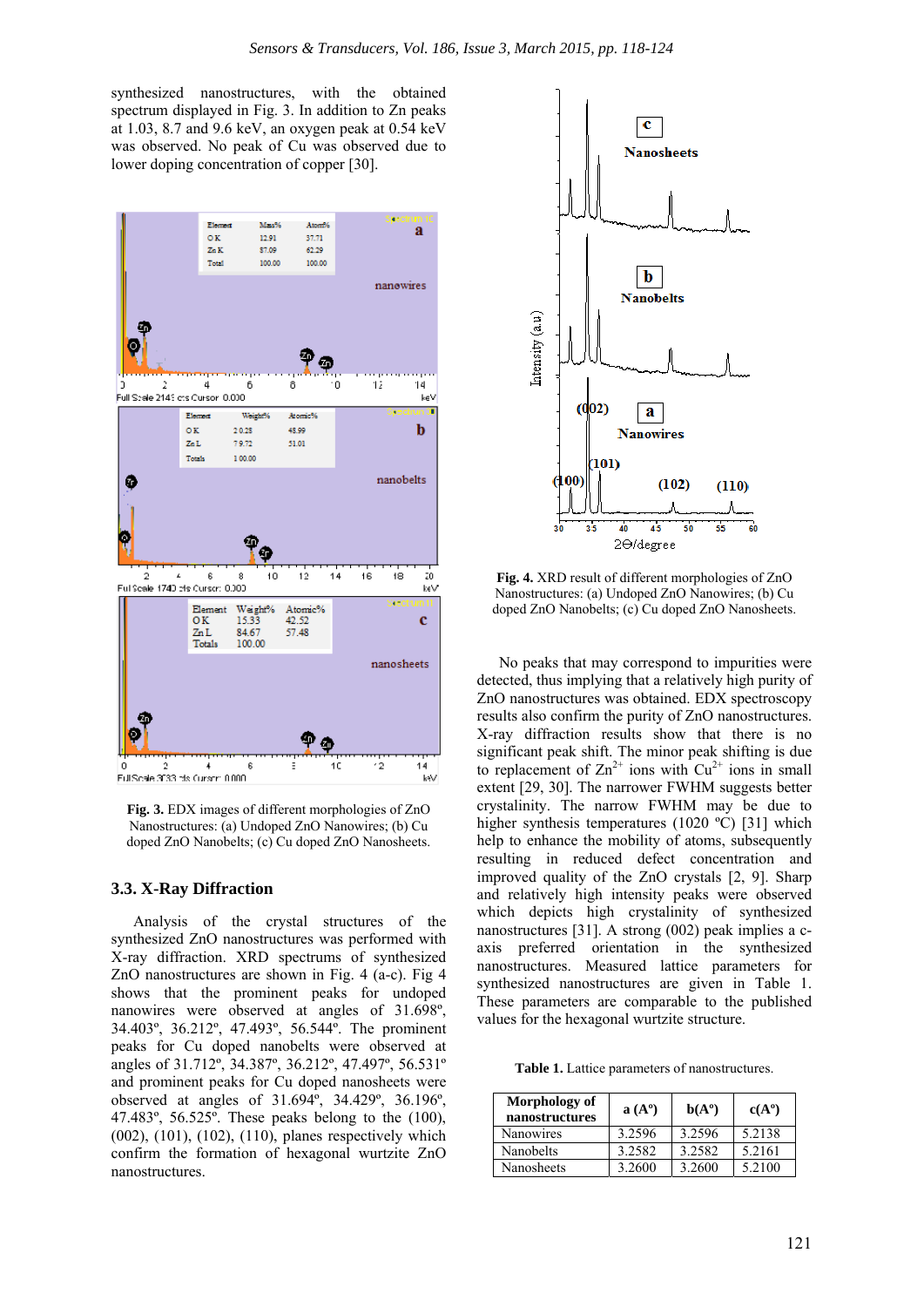synthesized nanostructures, with the obtained spectrum displayed in Fig. 3. In addition to Zn peaks at 1.03, 8.7 and 9.6 keV, an oxygen peak at 0.54 keV was observed. No peak of Cu was observed due to lower doping concentration of copper [30].

**Fig. 3.** EDX images of different morphologies of ZnO Nanostructures: (a) Undoped ZnO Nanowires; (b) Cu doped ZnO Nanobelts; (c) Cu doped ZnO Nanosheets.

### 3.3. X-Ray Diffraction

Analysis of the crystal structures of the synthesized ZnO nanostructures was performed with X-ray diffraction. XRD spectrums of synthesized ZnO nanostructures are shown in Fig. 4 (a-c). Fig 4 shows that the prominent peaks for undoped nanowires were observed at angles of 31.698º, 34.403º, 36.212º, 47.493º, 56.544º. The prominent peaks for Cu doped nanobelts were observed at angles of 31.712º, 34.387º, 36.212º, 47.497º, 56.531º and prominent peaks for Cu doped nanosheets were observed at angles of 31.694º, 34.429º, 36.196º, 47.483º, 56.525º. These peaks belong to the (100), (002), (101), (102), (110), planes respectively which confirm the formation of hexagonal wurtzite ZnO nanostructures.

**Fig. 4.** XRD result of different morphologies of ZnO Nanostructures: (a) Undoped ZnO Nanowires; (b) Cu doped ZnO Nanobelts; (c) Cu doped ZnO Nanosheets.

No peaks that may correspond to impurities were detected, thus implying that a relatively high purity of ZnO nanostructures was obtained. EDX spectroscopy results also confirm the purity of ZnO nanostructures. X-ray diffraction results show that there is no significant peak shift. The minor peak shifting is due to replacement of $Zn^{2+}$ ions with $Cu^{2+}$ ions in small extent [29, 30]. The narrower FWHM suggests better crystalinity. The narrow FWHM may be due to higher synthesis temperatures (1020 ºC) [31] which help to enhance the mobility of atoms, subsequently resulting in reduced defect concentration and improved quality of the ZnO crystals [2, 9]. Sharp and relatively high intensity peaks were observed which depicts high crystallinity of synthesized nanostructures [31]. A strong (002) peak implies a c-axis preferred orientation in the synthesized nanostructures. Measured lattice parameters for synthesized nanostructures are given in Table 1. These parameters are comparable to the published values for the hexagonal wurtzite structure.

**Table 1.** Lattice parameters of nanostructures.

| Morphology of nanostructures | a (Aº) | b(Aº) | c(Aº) |
|---|---|---|---|
| Nanowires | 3.2596 | 3.2596 | 5.2138 |
| Nanobelts | 3.2582 | 3.2582 | 5.2161 |
| Nanosheets | 3.2600 | 3.2600 | 5.2100 |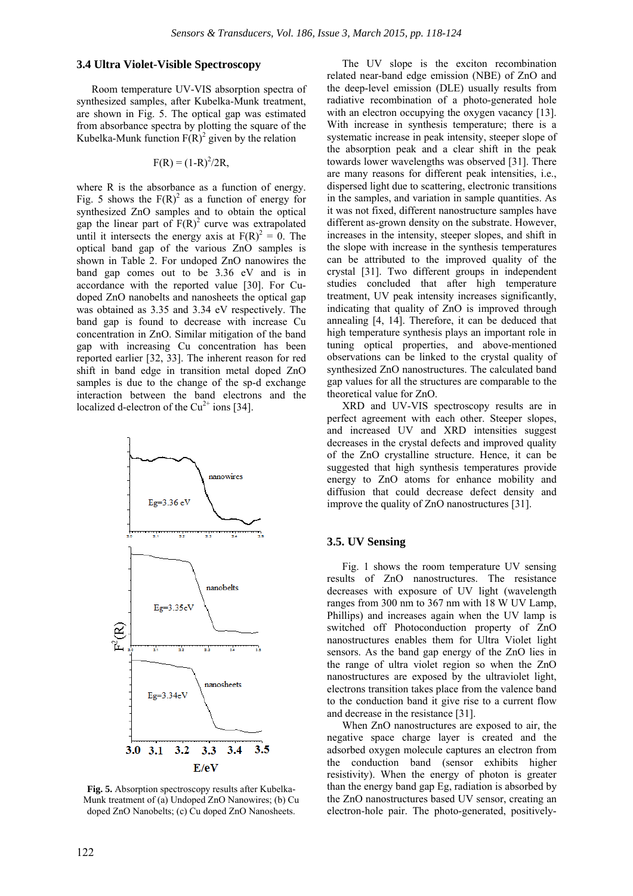### 3.4 Ultra Violet-Visible Spectroscopy

Room temperature UV-VIS absorption spectra of synthesized samples, after Kubelka-Munk treatment, are shown in Fig. 5. The optical gap was estimated from absorbance spectra by plotting the square of the Kubelka-Munk function $F(R)^2$ given by the relation

$$F(R) = (1-R)^2/2R,$$

where R is the absorbance as a function of energy. Fig. 5 shows the $F(R)^2$ as a function of energy for synthesized ZnO samples and to obtain the optical gap the linear part of $F(R)^2$ curve was extrapolated until it intersects the energy axis at $F(R)^2 = 0$. The optical band gap of the various ZnO samples is shown in Table 2. For undoped ZnO nanowires the band gap comes out to be 3.36 eV and is in accordance with the reported value [30]. For Cu-doped ZnO nanobelts and nanosheets the optical gap was obtained as 3.35 and 3.34 eV respectively. The band gap is found to decrease with increase Cu concentration in ZnO. Similar mitigation of the band gap with increasing Cu concentration has been reported earlier [32, 33]. The inherent reason for red shift in band edge in transition metal doped ZnO samples is due to the change of the sp-d exchange interaction between the band electrons and the localized d-electron of the $Cu^{2+}$ ions [34].

**Fig. 5.** Absorption spectroscopy results after Kubelka-Munk treatment of (a) Undoped ZnO Nanowires; (b) Cu doped ZnO Nanobelts; (c) Cu doped ZnO Nanosheets.

The UV slope is the exciton recombination related near-band edge emission (NBE) of ZnO and the deep-level emission (DLE) usually results from radiative recombination of a photo-generated hole with an electron occupying the oxygen vacancy [13]. With increase in synthesis temperature; there is a systematic increase in peak intensity, steeper slope of the absorption peak and a clear shift in the peak towards lower wavelengths was observed [31]. There are many reasons for different peak intensities, i.e., dispersed light due to scattering, electronic transitions in the samples, and variation in sample quantities. As it was not fixed, different nanostructure samples have different as-grown density on the substrate. However, increases in the intensity, steeper slopes, and shift in the slope with increase in the synthesis temperatures can be attributed to the improved quality of the crystal [31]. Two different groups in independent studies concluded that after high temperature treatment, UV peak intensity increases significantly, indicating that quality of ZnO is improved through annealing [4, 14]. Therefore, it can be deduced that high temperature synthesis plays an important role in tuning optical properties, and above-mentioned observations can be linked to the crystal quality of synthesized ZnO nanostructures. The calculated band gap values for all the structures are comparable to the theoretical value for ZnO.

XRD and UV-VIS spectroscopy results are in perfect agreement with each other. Steeper slopes, and increased UV and XRD intensities suggest decreases in the crystal defects and improved quality of the ZnO crystalline structure. Hence, it can be suggested that high synthesis temperatures provide energy to ZnO atoms for enhance mobility and diffusion that could decrease defect density and improve the quality of ZnO nanostructures [31].

### 3.5. UV Sensing

Fig. 1 shows the room temperature UV sensing results of ZnO nanostructures. The resistance decreases with exposure of UV light (wavelength ranges from 300 nm to 367 nm with 18 W UV Lamp, Phillips) and increases again when the UV lamp is switched off Photoconduction property of ZnO nanostructures enables them for Ultra Violet light sensors. As the band gap energy of the ZnO lies in the range of ultra violet region so when the ZnO nanostructures are exposed by the ultraviolet light, electrons transition takes place from the valence band to the conduction band it give rise to a current flow and decrease in the resistance [31].

When ZnO nanostructures are exposed to air, the negative space charge layer is created and the adsorbed oxygen molecule captures an electron from the conduction band (sensor exhibits higher resistivity). When the energy of photon is greater than the energy band gap Eg, radiation is absorbed by the ZnO nanostructures based UV sensor, creating an electron-hole pair. The photo-generated, positively-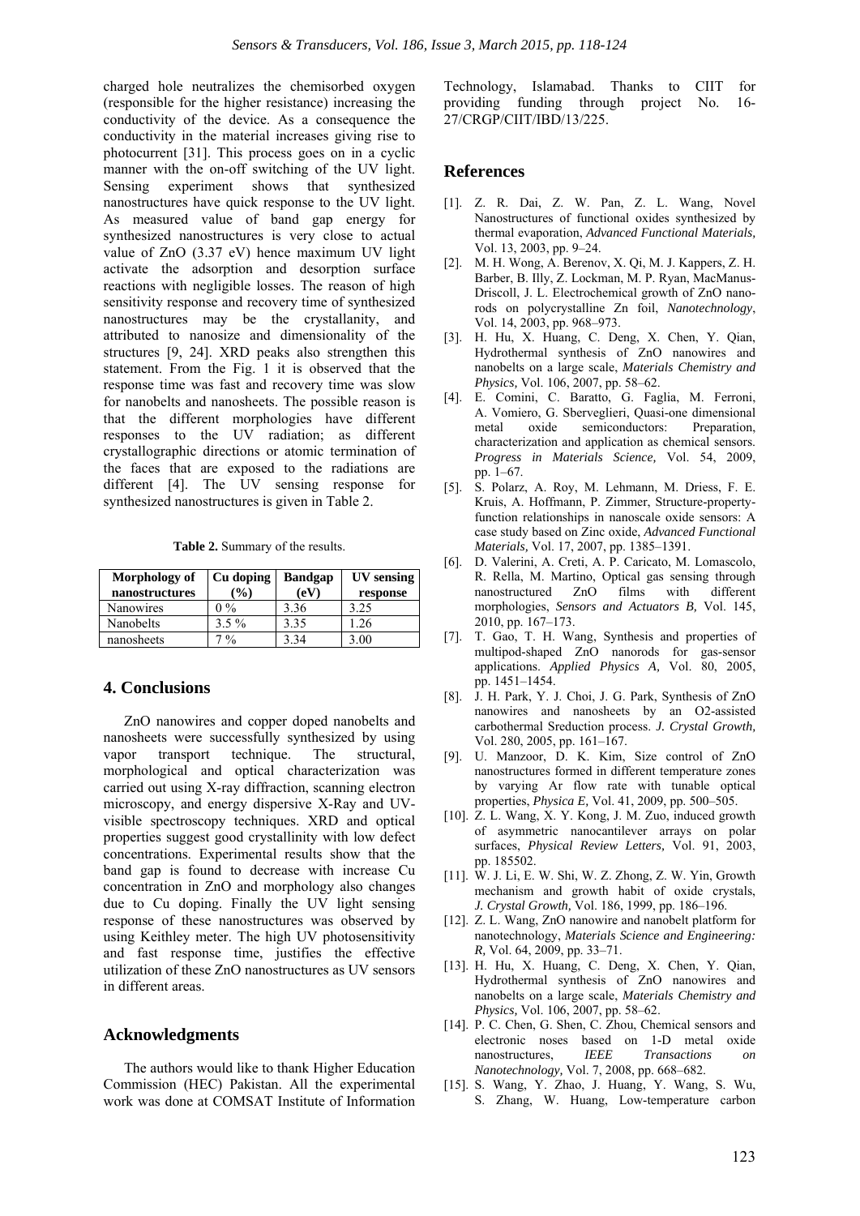charged hole neutralizes the chemisorbed oxygen (responsible for the higher resistance) increasing the conductivity of the device. As a consequence the conductivity in the material increases giving rise to photocurrent [31]. This process goes on in a cyclic manner with the on-off switching of the UV light. Sensing experiment shows that synthesized nanostructures have quick response to the UV light. As measured value of band gap energy for synthesized nanostructures is very close to actual value of ZnO (3.37 eV) hence maximum UV light activate the adsorption and desorption surface reactions with negligible losses. The reason of high sensitivity response and recovery time of synthesized nanostructures may be the crystallanity, and attributed to nanosize and dimensionality of the structures [9, 24]. XRD peaks also strengthen this statement. From the Fig. 1 it is observed that the response time was fast and recovery time was slow for nanobelts and nanosheets. The possible reason is that the different morphologies have different responses to the UV radiation; as different crystallographic directions or atomic termination of the faces that are exposed to the radiations are different [4]. The UV sensing response for synthesized nanostructures is given in Table 2.

**Table 2.** Summary of the results.

| Morphology of nanostructures | Cu doping (%) | Bandgap (eV) | UV sensing response |
|---|---|---|---|
| Nanowires | 0 % | 3.36 | 3.25 |
| Nanobelts | 3.5 % | 3.35 | 1.26 |
| nanosheets | 7 % | 3.34 | 3.00 |

## 4. Conclusions

ZnO nanowires and copper doped nanobelts and nanosheets were successfully synthesized by using vapor transport technique. The structural, morphological and optical characterization was carried out using X-ray diffraction, scanning electron microscopy, and energy dispersive X-Ray and UV-visible spectroscopy techniques. XRD and optical properties suggest good crystallinity with low defect concentrations. Experimental results show that the band gap is found to decrease with increase Cu concentration in ZnO and morphology also changes due to Cu doping. Finally the UV light sensing response of these nanostructures was observed by using Keithley meter. The high UV photosensitivity and fast response time, justifies the effective utilization of these ZnO nanostructures as UV sensors in different areas.

## Acknowledgments

The authors would like to thank Higher Education Commission (HEC) Pakistan. All the experimental work was done at COMSAT Institute of Information Technology, Islamabad. Thanks to CIIT for providing funding through project No. 16-27/CRGP/CIIT/IBD/13/225.

## References

[1]. Z. R. Dai, Z. W. Pan, Z. L. Wang, Novel Nanostructures of functional oxides synthesized by thermal evaporation, *Advanced Functional Materials,* Vol. 13, 2003, pp. 9–24.

[2]. M. H. Wong, A. Berenov, X. Qi, M. J. Kappers, Z. H. Barber, B. Illy, Z. Lockman, M. P. Ryan, MacManus-Driscoll, J. L. Electrochemical growth of ZnO nano-rods on polycrystalline Zn foil, *Nanotechnology*, Vol. 14, 2003, pp. 968–973.

[3]. H. Hu, X. Huang, C. Deng, X. Chen, Y. Qian, Hydrothermal synthesis of ZnO nanowires and nanobelts on a large scale, *Materials Chemistry and Physics,* Vol. 106, 2007, pp. 58–62.

[4]. E. Comini, C. Baratto, G. Faglia, M. Ferroni, A. Vomiero, G. Sberveglieri, Quasi-one dimensional metal oxide semiconductors: Preparation, characterization and application as chemical sensors. *Progress in Materials Science,* Vol. 54, 2009, pp. 1–67.

[5]. S. Polarz, A. Roy, M. Lehmann, M. Driess, F. E. Kruis, A. Hoffmann, P. Zimmer, Structure-property-function relationships in nanoscale oxide sensors: A case study based on Zinc oxide, *Advanced Functional Materials,* Vol. 17, 2007, pp. 1385–1391.

[6]. D. Valerini, A. Creti, A. P. Caricato, M. Lomascolo, R. Rella, M. Martino, Optical gas sensing through nanostructured ZnO films with different morphologies, *Sensors and Actuators B,* Vol. 145, 2010, pp. 167–173.

[7]. T. Gao, T. H. Wang, Synthesis and properties of multipod-shaped ZnO nanorods for gas-sensor applications. *Applied Physics A,* Vol. 80, 2005, pp. 1451–1454.

[8]. J. H. Park, Y. J. Choi, J. G. Park, Synthesis of ZnO nanowires and nanosheets by an O2-assisted carbothermal Sreduction process. *J. Crystal Growth,* Vol. 280, 2005, pp. 161–167.

[9]. U. Manzoor, D. K. Kim, Size control of ZnO nanostructures formed in different temperature zones by varying Ar flow rate with tunable optical properties, *Physica E,* Vol. 41, 2009, pp. 500–505.

[10]. Z. L. Wang, X. Y. Kong, J. M. Zuo, induced growth of asymmetric nanocantilever arrays on polar surfaces, *Physical Review Letters,* Vol. 91, 2003, pp. 185502.

[11]. W. J. Li, E. W. Shi, W. Z. Zhong, Z. W. Yin, Growth mechanism and growth habit of oxide crystals, *J. Crystal Growth,* Vol. 186, 1999, pp. 186–196.

[12]. Z. L. Wang, ZnO nanowire and nanobelt platform for nanotechnology, *Materials Science and Engineering: R,* Vol. 64, 2009, pp. 33–71.

[13]. H. Hu, X. Huang, C. Deng, X. Chen, Y. Qian, Hydrothermal synthesis of ZnO nanowires and nanobelts on a large scale, *Materials Chemistry and Physics,* Vol. 106, 2007, pp. 58–62.

[14]. P. C. Chen, G. Shen, C. Zhou, Chemical sensors and electronic noses based on 1-D metal oxide nanostructures, *IEEE Transactions on Nanotechnology,* Vol. 7, 2008, pp. 668–682.

[15]. S. Wang, Y. Zhao, J. Huang, Y. Wang, S. Wu, S. Zhang, W. Huang, Low-temperature carbon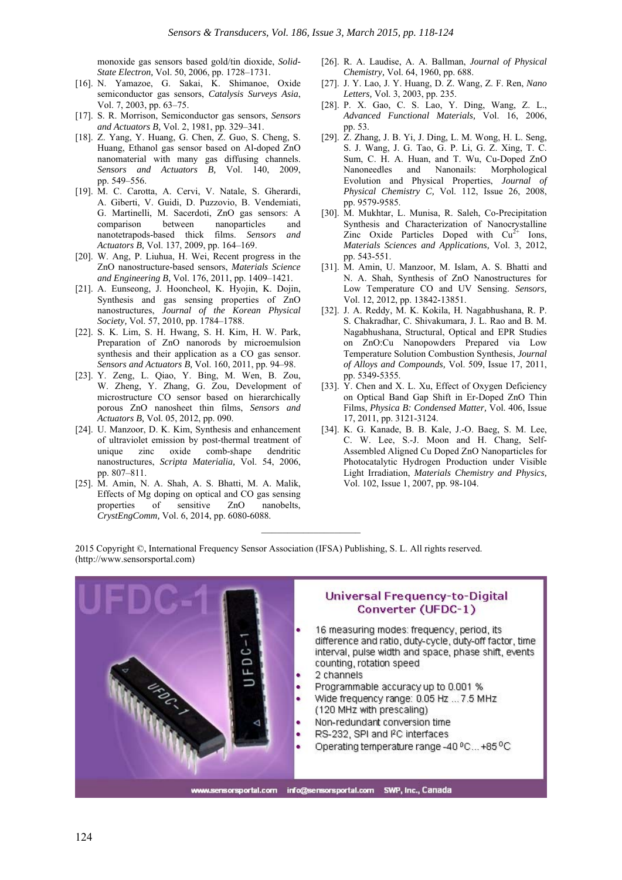monoxide gas sensors based gold/tin dioxide, *Solid-State Electron,* Vol. 50, 2006, pp. 1728–1731.

[16]. N. Yamazoe, G. Sakai, K. Shimanoe, Oxide semiconductor gas sensors, *Catalysis Surveys Asia*, Vol. 7, 2003, pp. 63–75.

[17]. S. R. Morrison, Semiconductor gas sensors, *Sensors and Actuators B,* Vol. 2, 1981, pp. 329–341.

[18]. Z. Yang, Y. Huang, G. Chen, Z. Guo, S. Cheng, S. Huang, Ethanol gas sensor based on Al-doped ZnO nanomaterial with many gas diffusing channels. *Sensors and Actuators B,* Vol. 140, 2009, pp. 549–556.

[19]. M. C. Carotta, A. Cervi, V. Natale, S. Gherardi, A. Giberti, V. Guidi, D. Puzzovio, B. Vendemiati, G. Martinelli, M. Sacerdoti, ZnO gas sensors: A comparison between nanoparticles and nanotetrapods-based thick films. *Sensors and Actuators B,* Vol. 137, 2009, pp. 164–169.

[20]. W. Ang, P. Liuhua, H. Wei, Recent progress in the ZnO nanostructure-based sensors, *Materials Science and Engineering B,* Vol. 176, 2011, pp. 1409–1421.

[21]. A. Eunseong, J. Hooncheol, K. Hyojin, K. Dojin, Synthesis and gas sensing properties of ZnO nanostructures, *Journal of the Korean Physical Society,* Vol. 57, 2010, pp. 1784–1788.

[22]. S. K. Lim, S. H. Hwang, S. H. Kim, H. W. Park, Preparation of ZnO nanorods by microemulsion synthesis and their application as a CO gas sensor. *Sensors and Actuators B,* Vol. 160, 2011, pp. 94–98.

[23]. Y. Zeng, L. Qiao, Y. Bing, M. Wen, B. Zou, W. Zheng, Y. Zhang, G. Zou, Development of microstructure CO sensor based on hierarchically porous ZnO nanosheet thin films, *Sensors and Actuators B,* Vol. 05, 2012, pp. 090.

[24]. U. Manzoor, D. K. Kim, Synthesis and enhancement of ultraviolet emission by post-thermal treatment of unique zinc oxide comb-shape dendritic nanostructures, *Scripta Materialia,* Vol. 54, 2006, pp. 807–811.

[25]. M. Amin, N. A. Shah, A. S. Bhatti, M. A. Malik, Effects of Mg doping on optical and CO gas sensing properties of sensitive ZnO nanobelts, *CrystEngComm,* Vol. 6, 2014, pp. 6080-6088.

[26]. R. A. Laudise, A. A. Ballman, *Journal of Physical Chemistry,* Vol. 64, 1960, pp. 688.

[27]. J. Y. Lao, J. Y. Huang, D. Z. Wang, Z. F. Ren, *Nano Letters,* Vol. 3, 2003, pp. 235.

[28]. P. X. Gao, C. S. Lao, Y. Ding, Wang, Z. L., *Advanced Functional Materials*, Vol. 16, 2006, pp. 53.

[29]. Z. Zhang, J. B. Yi, J. Ding, L. M. Wong, H. L. Seng, S. J. Wang, J. G. Tao, G. P. Li, G. Z. Xing, T. C. Sum, C. H. A. Huan, and T. Wu, Cu-Doped ZnO Nanoneedles and Nanonails: Morphological Evolution and Physical Properties, *Journal of Physical Chemistry C,* Vol. 112, Issue 26, 2008, pp. 9579-9585.

[30]. M. Mukhtar, L. Munisa, R. Saleh, Co-Precipitation Synthesis and Characterization of Nanocrystalline Zinc Oxide Particles Doped with $Cu^{2+}$ Ions, *Materials Sciences and Applications,* Vol. 3, 2012, pp. 543-551.

[31]. M. Amin, U. Manzoor, M. Islam, A. S. Bhatti and N. A. Shah, Synthesis of ZnO Nanostructures for Low Temperature CO and UV Sensing. *Sensors,* Vol. 12, 2012, pp. 13842-13851.

[32]. J. A. Reddy, M. K. Kokila, H. Nagabhushana, R. P. S. Chakradhar, C. Shivakumara, J. L. Rao and B. M. Nagabhushana, Structural, Optical and EPR Studies on ZnO:Cu Nanopowders Prepared via Low Temperature Solution Combustion Synthesis, *Journal of Alloys and Compounds,* Vol. 509, Issue 17, 2011, pp. 5349-5355.

[33]. Y. Chen and X. L. Xu, Effect of Oxygen Deficiency on Optical Band Gap Shift in Er-Doped ZnO Thin Films, *Physica B: Condensed Matter,* Vol. 406, Issue 17, 2011, pp. 3121-3124.

[34]. K. G. Kanade, B. B. Kale, J.-O. Baeg, S. M. Lee, C. W. Lee, S.-J. Moon and H. Chang, Self-Assembled Aligned Cu Doped ZnO Nanoparticles for Photocatalytic Hydrogen Production under Visible Light Irradiation, *Materials Chemistry and Physics,* Vol. 102, Issue 1, 2007, pp. 98-104.

---

2015 Copyright ©, International Frequency Sensor Association (IFSA) Publishing, S. L. All rights reserved. (http://www.sensorsportal.com)

UFDC-1

**Universal Frequency-to-Digital Converter (UFDC-1)**

- 16 measuring modes: frequency, period, its difference and ratio, duty-cycle, duty-off factor, time interval, pulse width and space, phase shift, events counting, rotation speed
- 2 channels
- Programmable accuracy up to 0.001 %
- Wide frequency range: 0.05 Hz ... 7.5 MHz (120 MHz with prescaling)
- Non-redundant conversion time
- RS-232, SPI and I²C interfaces
- Operating temperature range -40 ºC... +85 ºC

www.sensorsportal.com info@sensorsportal.com SWP, Inc., Canada